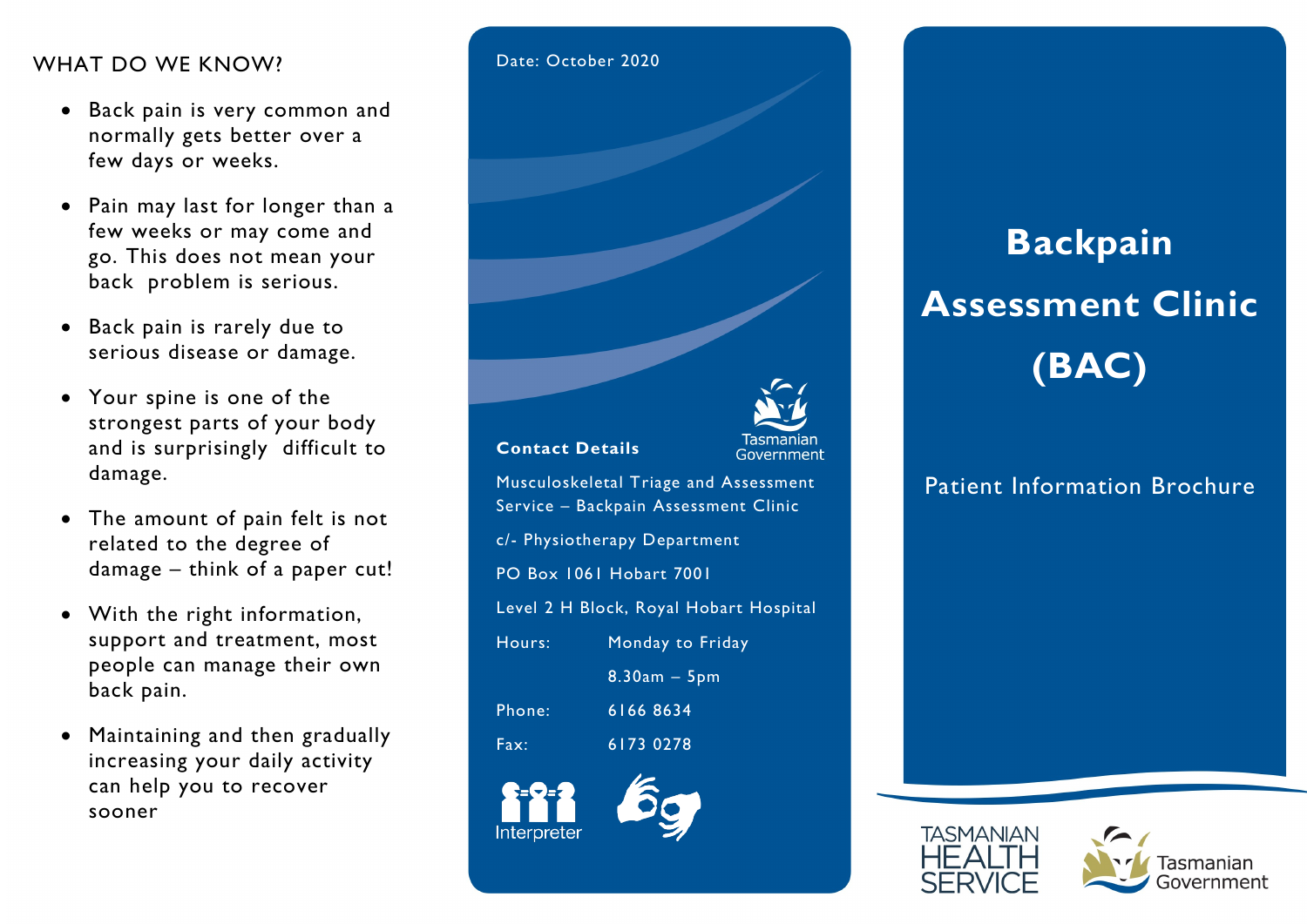## WHAT DO WE KNOW?

- Back pain is very common and normally gets better over a few days or weeks.
- Pain may last for longer than a few weeks or may come and go. This does not mean your back problem is serious.
- Back pain is rarely due to serious disease or damage.
- Your spine is one of the strongest parts of your body and is surprisingly difficult to damage.
- The amount of pain felt is not related to the degree of damage – think of a paper cut!
- With the right information, support and treatment, most people can manage their own back pain.
- Maintaining and then gradually increasing your daily activity can help you to recover sooner

Date: October 2020

**Contact Details**

Tasmanian Government

Musculoskeletal Triage and Assessment Service – Backpain Assessment Clinic

c/- Physiotherapy Department

PO Box 1061 Hobart 7001

Level 2 H Block, Royal Hobart Hospital

Hours: Monday to Friday

8.30am – 5pm

Phone: 6166 8634

Fax: 6173 0278

Interpreter

# Backpain Assessment Clinic (BAC)

Patient Information Brochure

TASMANIAN HEALTH SERVICE

Tasmanian Government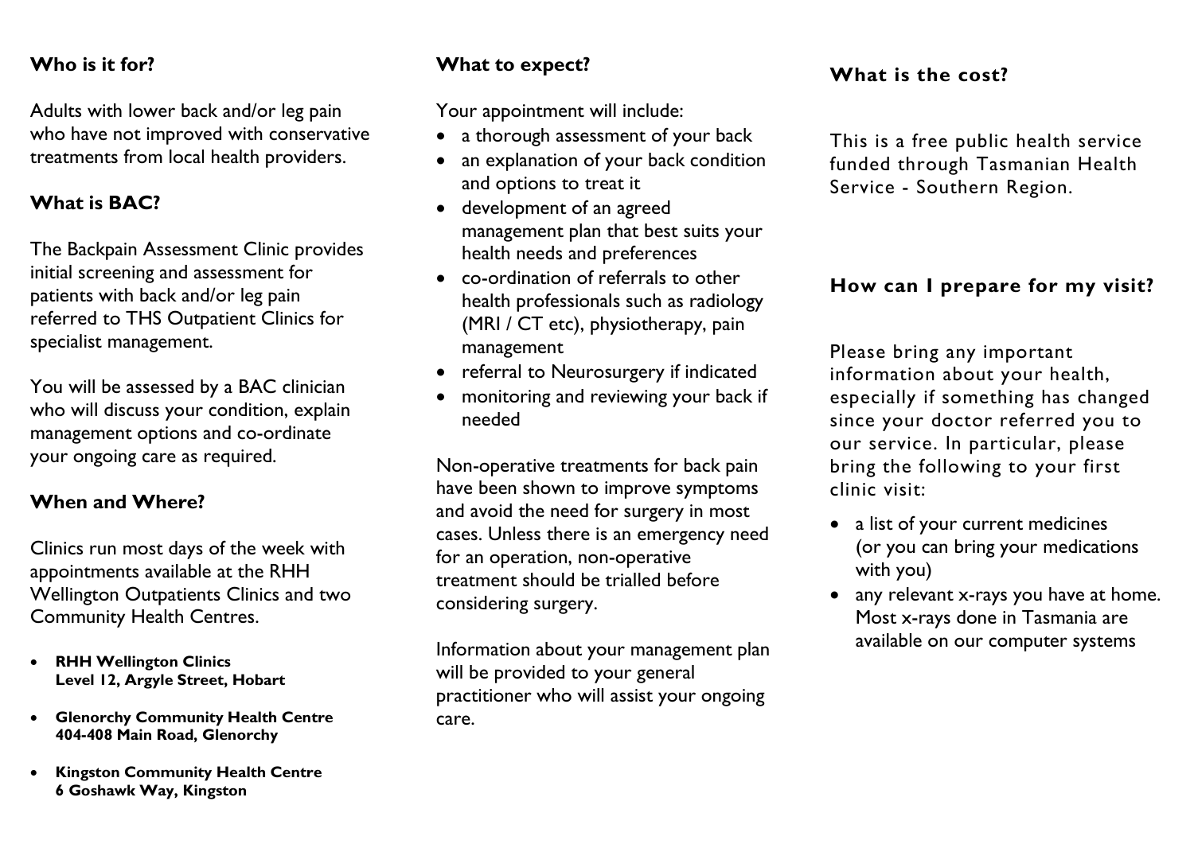## Who is it for?

Adults with lower back and/or leg pain who have not improved with conservative treatments from local health providers.

## What is BAC?

The Backpain Assessment Clinic provides initial screening and assessment for patients with back and/or leg pain referred to THS Outpatient Clinics for specialist management.

You will be assessed by a BAC clinician who will discuss your condition, explain management options and co-ordinate your ongoing care as required.

## When and Where?

Clinics run most days of the week with appointments available at the RHH Wellington Outpatients Clinics and two Community Health Centres.

- **RHH Wellington Clinics**
  **Level 12, Argyle Street, Hobart**
- **Glenorchy Community Health Centre**
  **404-408 Main Road, Glenorchy**
- **Kingston Community Health Centre**
  **6 Goshawk Way, Kingston**

## What to expect?

Your appointment will include:

- a thorough assessment of your back
- an explanation of your back condition and options to treat it
- development of an agreed management plan that best suits your health needs and preferences
- co-ordination of referrals to other health professionals such as radiology (MRI / CT etc), physiotherapy, pain management
- referral to Neurosurgery if indicated
- monitoring and reviewing your back if needed

Non-operative treatments for back pain have been shown to improve symptoms and avoid the need for surgery in most cases. Unless there is an emergency need for an operation, non-operative treatment should be trialled before considering surgery.

Information about your management plan will be provided to your general practitioner who will assist your ongoing care.

## What is the cost?

This is a free public health service funded through Tasmanian Health Service - Southern Region.

## How can I prepare for my visit?

Please bring any important information about your health, especially if something has changed since your doctor referred you to our service. In particular, please bring the following to your first clinic visit:

- a list of your current medicines (or you can bring your medications with you)
- any relevant x-rays you have at home. Most x-rays done in Tasmania are available on our computer systems